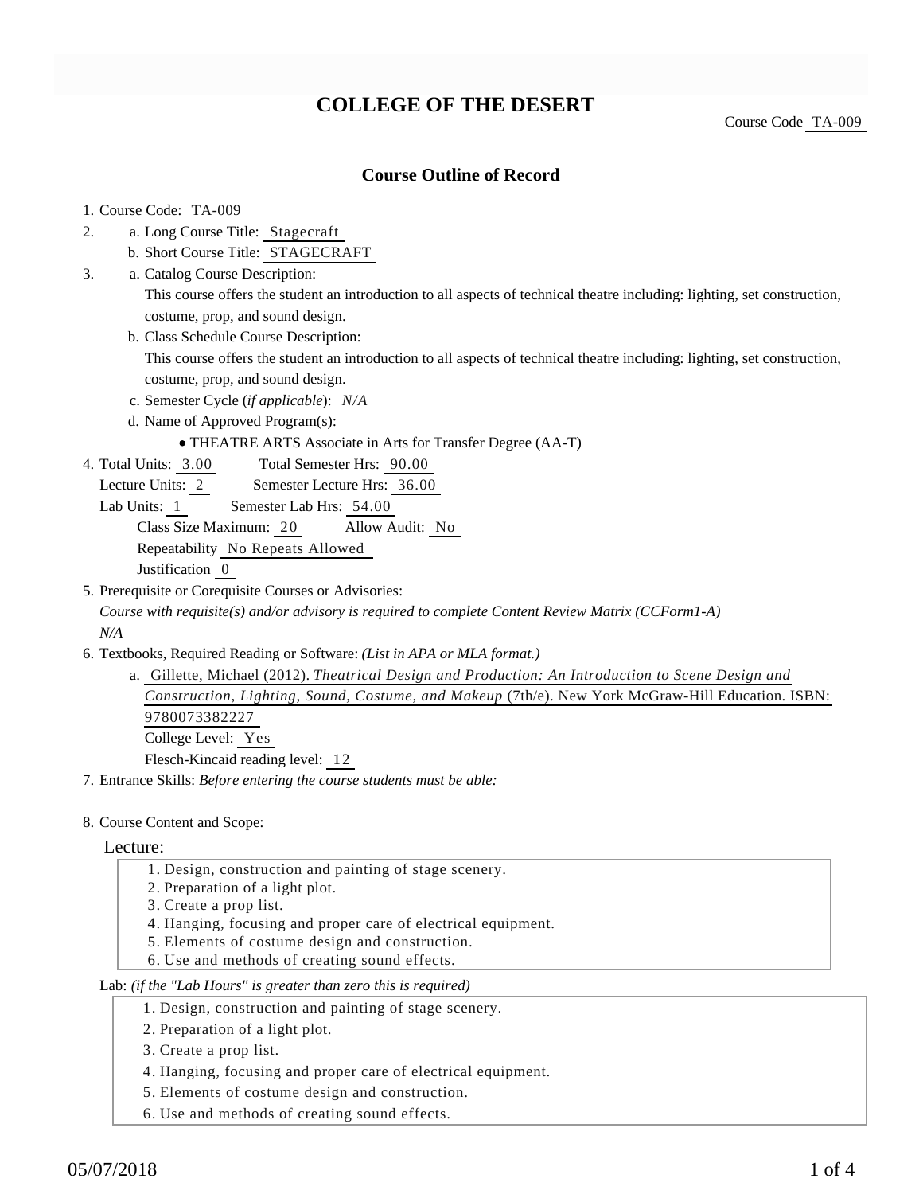# COLLEGE OF THE DESERT

Course Code TA-009

## Course Outline of Record

1. Course Code: TA-009
2. a. Long Course Title: Stagecraft
   b. Short Course Title: STAGECRAFT
3. a. Catalog Course Description:
   This course offers the student an introduction to all aspects of technical theatre including: lighting, set construction, costume, prop, and sound design.
   b. Class Schedule Course Description:
   This course offers the student an introduction to all aspects of technical theatre including: lighting, set construction, costume, prop, and sound design.
   c. Semester Cycle (*if applicable*): *N/A*
   d. Name of Approved Program(s):
      - THEATRE ARTS Associate in Arts for Transfer Degree (AA-T)
4. Total Units: 3.00 Total Semester Hrs: 90.00
   Lecture Units: 2 Semester Lecture Hrs: 36.00
   Lab Units: 1 Semester Lab Hrs: 54.00
   Class Size Maximum: 20 Allow Audit: No
   Repeatability No Repeats Allowed
   Justification 0
5. Prerequisite or Corequisite Courses or Advisories:
   *Course with requisite(s) and/or advisory is required to complete Content Review Matrix (CCForm1-A)*
   *N/A*
6. Textbooks, Required Reading or Software: *(List in APA or MLA format.)*
   a. Gillette, Michael (2012). *Theatrical Design and Production: An Introduction to Scene Design and Construction, Lighting, Sound, Costume, and Makeup* (7th/e). New York McGraw-Hill Education. ISBN: 9780073382227
      College Level: Yes
      Flesch-Kincaid reading level: 12
7. Entrance Skills: *Before entering the course students must be able:*

8. Course Content and Scope:

Lecture:

1. Design, construction and painting of stage scenery.
2. Preparation of a light plot.
3. Create a prop list.
4. Hanging, focusing and proper care of electrical equipment.
5. Elements of costume design and construction.
6. Use and methods of creating sound effects.

Lab: *(if the "Lab Hours" is greater than zero this is required)*

1. Design, construction and painting of stage scenery.
2. Preparation of a light plot.
3. Create a prop list.
4. Hanging, focusing and proper care of electrical equipment.
5. Elements of costume design and construction.
6. Use and methods of creating sound effects.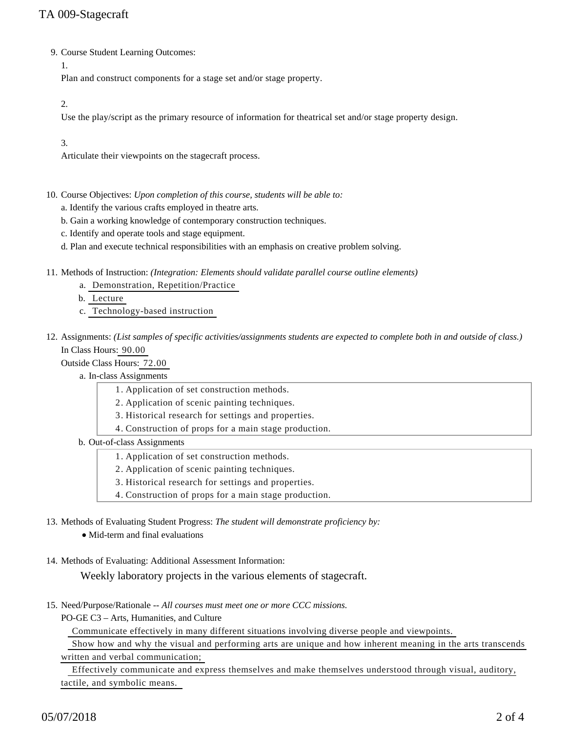9. Course Student Learning Outcomes:

   1.
   Plan and construct components for a stage set and/or stage property.

   2.
   Use the play/script as the primary resource of information for theatrical set and/or stage property design.

   3.
   Articulate their viewpoints on the stagecraft process.

10. Course Objectives: *Upon completion of this course, students will be able to:*

    a. Identify the various crafts employed in theatre arts.
    b. Gain a working knowledge of contemporary construction techniques.
    c. Identify and operate tools and stage equipment.
    d. Plan and execute technical responsibilities with an emphasis on creative problem solving.

11. Methods of Instruction: *(Integration: Elements should validate parallel course outline elements)*

    a. Demonstration, Repetition/Practice
    b. Lecture
    c. Technology-based instruction

12. Assignments: *(List samples of specific activities/assignments students are expected to complete both in and outside of class.)*

    In Class Hours: 90.00
    Outside Class Hours: 72.00

    a. In-class Assignments
       1. Application of set construction methods.
       2. Application of scenic painting techniques.
       3. Historical research for settings and properties.
       4. Construction of props for a main stage production.

    b. Out-of-class Assignments
       1. Application of set construction methods.
       2. Application of scenic painting techniques.
       3. Historical research for settings and properties.
       4. Construction of props for a main stage production.

13. Methods of Evaluating Student Progress: *The student will demonstrate proficiency by:*

    - Mid-term and final evaluations

14. Methods of Evaluating: Additional Assessment Information:

    Weekly laboratory projects in the various elements of stagecraft.

15. Need/Purpose/Rationale -- *All courses must meet one or more CCC missions.*

    PO-GE C3 – Arts, Humanities, and Culture

    Communicate effectively in many different situations involving diverse people and viewpoints.

    Show how and why the visual and performing arts are unique and how inherent meaning in the arts transcends written and verbal communication;

    Effectively communicate and express themselves and make themselves understood through visual, auditory, tactile, and symbolic means.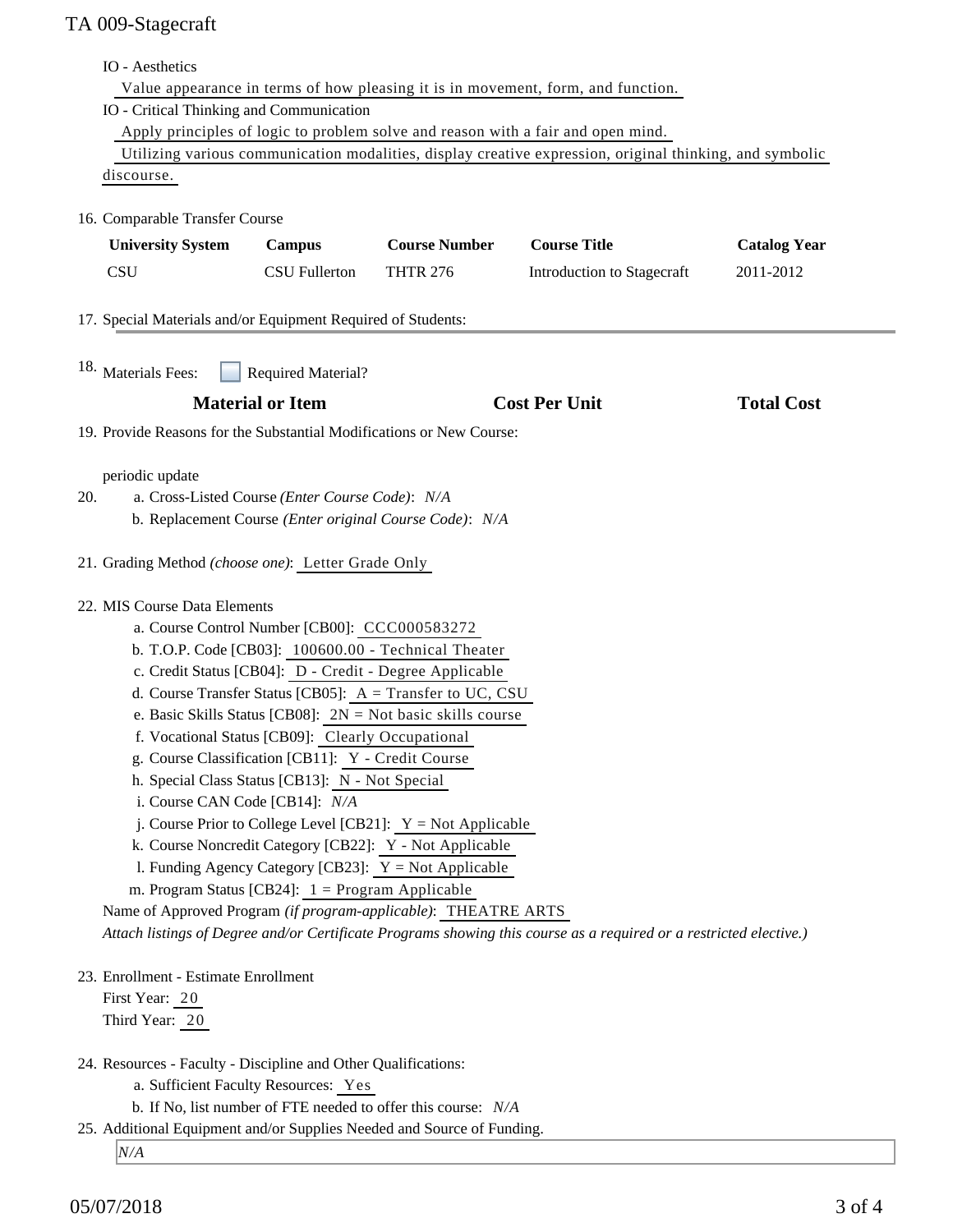IO - Aesthetics

Value appearance in terms of how pleasing it is in movement, form, and function.

IO - Critical Thinking and Communication

Apply principles of logic to problem solve and reason with a fair and open mind.

Utilizing various communication modalities, display creative expression, original thinking, and symbolic discourse.

16. Comparable Transfer Course

| University System | Campus | Course Number | Course Title | Catalog Year |
|---|---|---|---|---|
| CSU | CSU Fullerton | THTR 276 | Introduction to Stagecraft | 2011-2012 |

17. Special Materials and/or Equipment Required of Students:

18. Materials Fees: ☐ Required Material?

| Material or Item | Cost Per Unit | Total Cost |
|---|---|---|

19. Provide Reasons for the Substantial Modifications or New Course:

periodic update

20. a. Cross-Listed Course *(Enter Course Code)*: *N/A*
    b. Replacement Course *(Enter original Course Code)*: *N/A*

21. Grading Method *(choose one)*: Letter Grade Only

22. MIS Course Data Elements
    a. Course Control Number [CB00]: CCC000583272
    b. T.O.P. Code [CB03]: 100600.00 - Technical Theater
    c. Credit Status [CB04]: D - Credit - Degree Applicable
    d. Course Transfer Status [CB05]: A = Transfer to UC, CSU
    e. Basic Skills Status [CB08]: 2N = Not basic skills course
    f. Vocational Status [CB09]: Clearly Occupational
    g. Course Classification [CB11]: Y - Credit Course
    h. Special Class Status [CB13]: N - Not Special
    i. Course CAN Code [CB14]: *N/A*
    j. Course Prior to College Level [CB21]: Y = Not Applicable
    k. Course Noncredit Category [CB22]: Y - Not Applicable
    l. Funding Agency Category [CB23]: Y = Not Applicable
    m. Program Status [CB24]: 1 = Program Applicable

    Name of Approved Program *(if program-applicable)*: THEATRE ARTS

    *Attach listings of Degree and/or Certificate Programs showing this course as a required or a restricted elective.)*

23. Enrollment - Estimate Enrollment

    First Year: 20

    Third Year: 20

24. Resources - Faculty - Discipline and Other Qualifications:
    a. Sufficient Faculty Resources: Yes
    b. If No, list number of FTE needed to offer this course: *N/A*

25. Additional Equipment and/or Supplies Needed and Source of Funding.

    *N/A*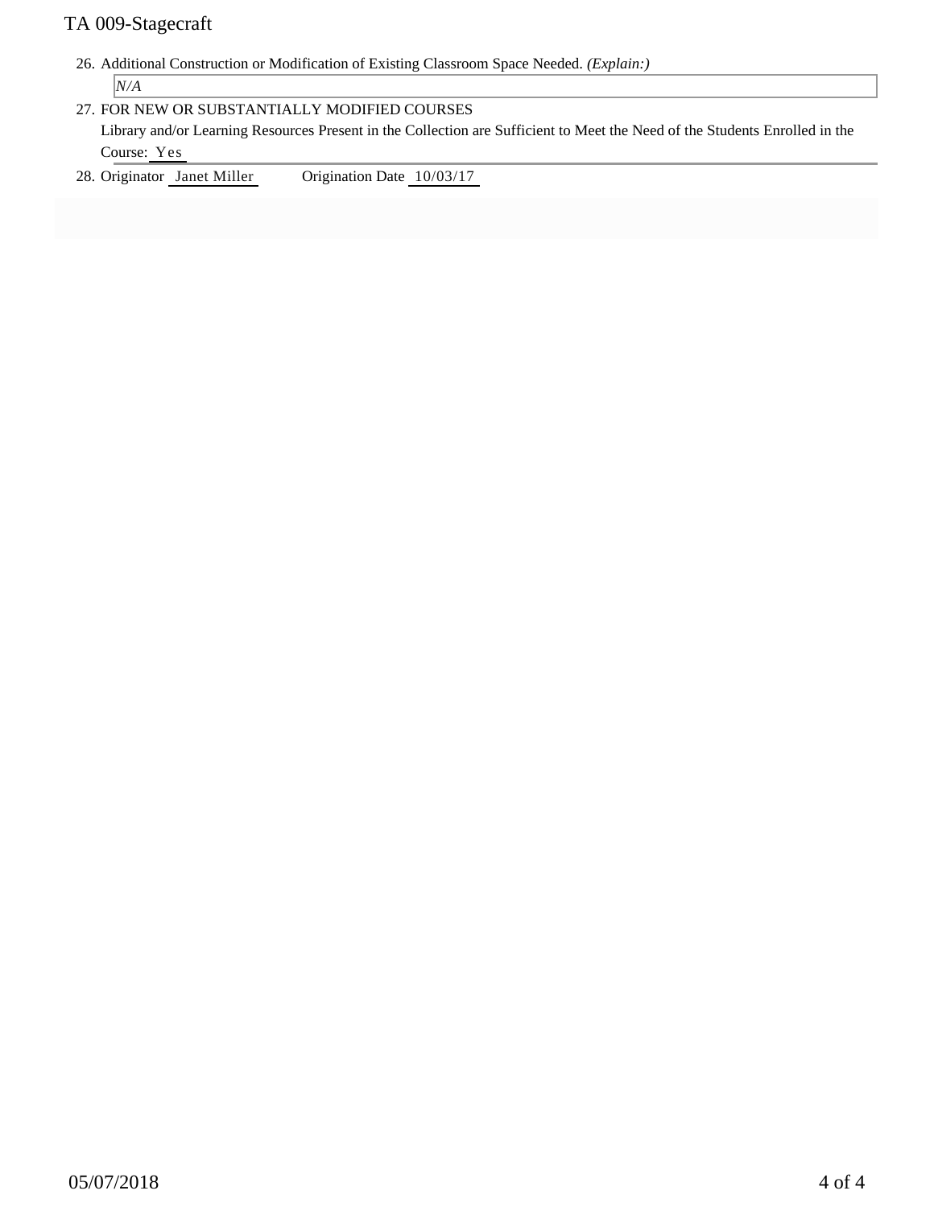26. Additional Construction or Modification of Existing Classroom Space Needed. *(Explain:)*

    *N/A*

27. FOR NEW OR SUBSTANTIALLY MODIFIED COURSES

    Library and/or Learning Resources Present in the Collection are Sufficient to Meet the Need of the Students Enrolled in the Course: Yes

28. Originator Janet Miller    Origination Date 10/03/17